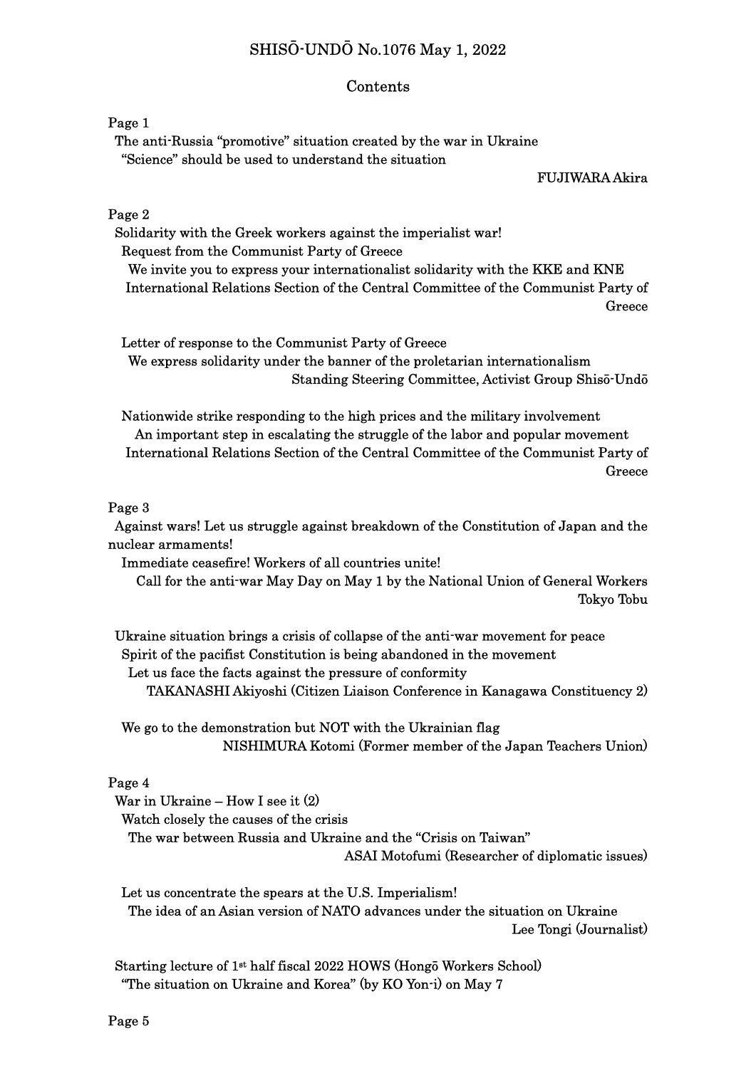# SHISŌ-UNDŌ No.1076 May 1, 2022

## Contents

Page 1

The anti-Russia "promotive" situation created by the war in Ukraine
"Science" should be used to understand the situation
FUJIWARA Akira

Page 2

Solidarity with the Greek workers against the imperialist war!
Request from the Communist Party of Greece
We invite you to express your internationalist solidarity with the KKE and KNE
International Relations Section of the Central Committee of the Communist Party of Greece

Letter of response to the Communist Party of Greece
We express solidarity under the banner of the proletarian internationalism
Standing Steering Committee, Activist Group Shisō-Undō

Nationwide strike responding to the high prices and the military involvement
An important step in escalating the struggle of the labor and popular movement
International Relations Section of the Central Committee of the Communist Party of Greece

Page 3

Against wars! Let us struggle against breakdown of the Constitution of Japan and the nuclear armaments!
Immediate ceasefire! Workers of all countries unite!
Call for the anti-war May Day on May 1 by the National Union of General Workers Tokyo Tobu

Ukraine situation brings a crisis of collapse of the anti-war movement for peace
Spirit of the pacifist Constitution is being abandoned in the movement
Let us face the facts against the pressure of conformity
TAKANASHI Akiyoshi (Citizen Liaison Conference in Kanagawa Constituency 2)

We go to the demonstration but NOT with the Ukrainian flag
NISHIMURA Kotomi (Former member of the Japan Teachers Union)

Page 4

War in Ukraine – How I see it (2)
Watch closely the causes of the crisis
The war between Russia and Ukraine and the "Crisis on Taiwan"
ASAI Motofumi (Researcher of diplomatic issues)

Let us concentrate the spears at the U.S. Imperialism!
The idea of an Asian version of NATO advances under the situation on Ukraine
Lee Tongi (Journalist)

Starting lecture of 1st half fiscal 2022 HOWS (Hongō Workers School)
"The situation on Ukraine and Korea" (by KO Yon-i) on May 7

Page 5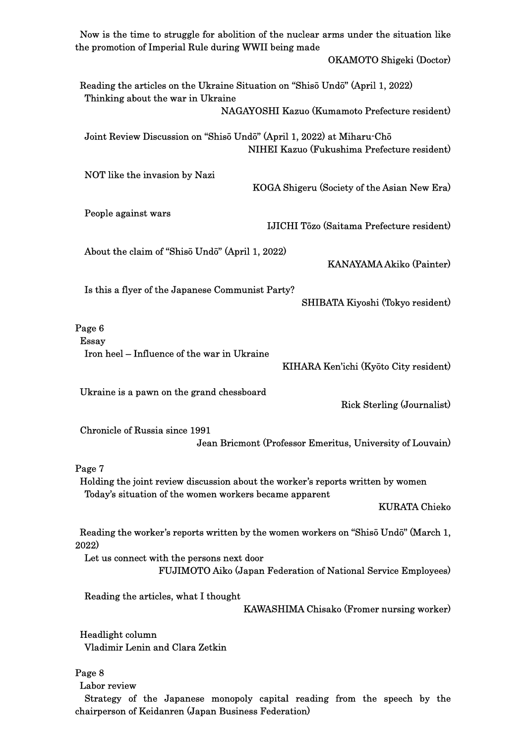Now is the time to struggle for abolition of the nuclear arms under the situation like the promotion of Imperial Rule during WWII being made

OKAMOTO Shigeki (Doctor)

Reading the articles on the Ukraine Situation on "Shisō Undō" (April 1, 2022)

Thinking about the war in Ukraine

NAGAYOSHI Kazuo (Kumamoto Prefecture resident)

Joint Review Discussion on "Shisō Undō" (April 1, 2022) at Miharu-Chō

NIHEI Kazuo (Fukushima Prefecture resident)

NOT like the invasion by Nazi

KOGA Shigeru (Society of the Asian New Era)

People against wars

IJICHI Tōzo (Saitama Prefecture resident)

About the claim of "Shisō Undō" (April 1, 2022)

KANAYAMA Akiko (Painter)

Is this a flyer of the Japanese Communist Party?

SHIBATA Kiyoshi (Tokyo resident)

Page 6

Essay

Iron heel – Influence of the war in Ukraine

KIHARA Ken'ichi (Kyōto City resident)

Ukraine is a pawn on the grand chessboard

Rick Sterling (Journalist)

Chronicle of Russia since 1991

Jean Bricmont (Professor Emeritus, University of Louvain)

Page 7

Holding the joint review discussion about the worker's reports written by women

Today's situation of the women workers became apparent

KURATA Chieko

Reading the worker's reports written by the women workers on "Shisō Undō" (March 1, 2022)

Let us connect with the persons next door

FUJIMOTO Aiko (Japan Federation of National Service Employees)

Reading the articles, what I thought

KAWASHIMA Chisako (Fromer nursing worker)

Headlight column

Vladimir Lenin and Clara Zetkin

Page 8

Labor review

Strategy of the Japanese monopoly capital reading from the speech by the chairperson of Keidanren (Japan Business Federation)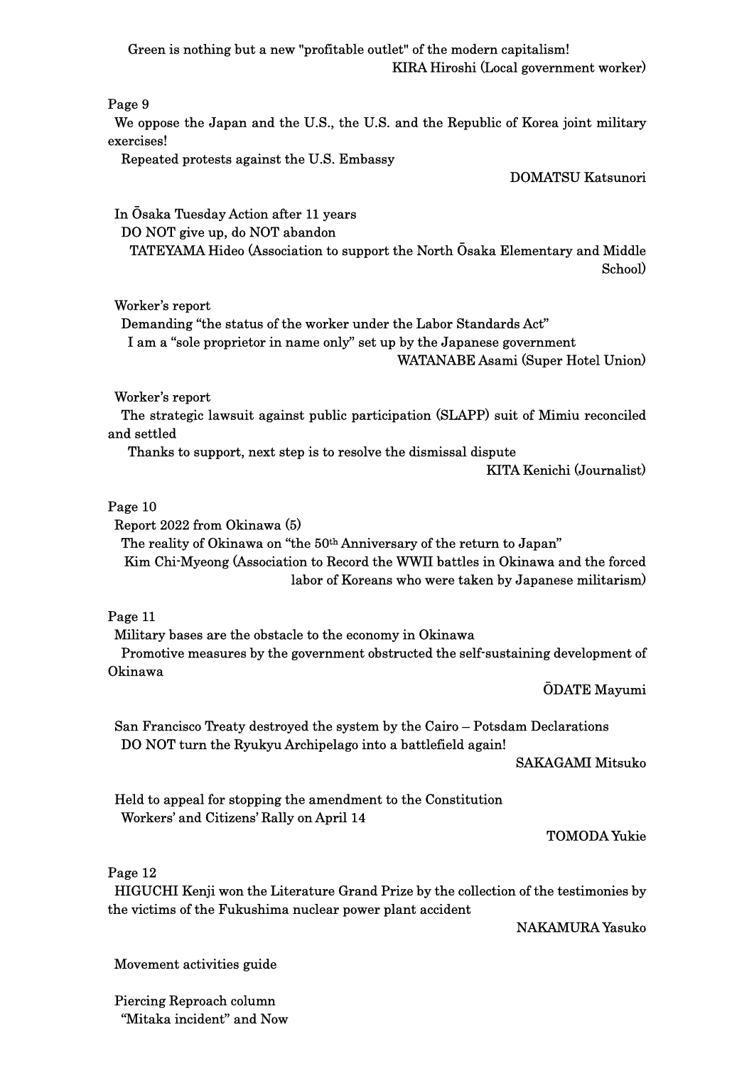Green is nothing but a new "profitable outlet" of the modern capitalism!

KIRA Hiroshi (Local government worker)

Page 9

We oppose the Japan and the U.S., the U.S. and the Republic of Korea joint military exercises!

Repeated protests against the U.S. Embassy

DOMATSU Katsunori

In Ōsaka Tuesday Action after 11 years

DO NOT give up, do NOT abandon

TATEYAMA Hideo (Association to support the North Ōsaka Elementary and Middle School)

Worker's report

Demanding "the status of the worker under the Labor Standards Act"

I am a "sole proprietor in name only" set up by the Japanese government

WATANABE Asami (Super Hotel Union)

Worker's report

The strategic lawsuit against public participation (SLAPP) suit of Mimiu reconciled and settled

Thanks to support, next step is to resolve the dismissal dispute

KITA Kenichi (Journalist)

Page 10

Report 2022 from Okinawa (5)

The reality of Okinawa on "the 50th Anniversary of the return to Japan"

Kim Chi-Myeong (Association to Record the WWII battles in Okinawa and the forced labor of Koreans who were taken by Japanese militarism)

Page 11

Military bases are the obstacle to the economy in Okinawa

Promotive measures by the government obstructed the self-sustaining development of Okinawa

ŌDATE Mayumi

San Francisco Treaty destroyed the system by the Cairo – Potsdam Declarations

DO NOT turn the Ryukyu Archipelago into a battlefield again!

SAKAGAMI Mitsuko

Held to appeal for stopping the amendment to the Constitution

Workers' and Citizens' Rally on April 14

TOMODA Yukie

Page 12

HIGUCHI Kenji won the Literature Grand Prize by the collection of the testimonies by the victims of the Fukushima nuclear power plant accident

NAKAMURA Yasuko

Movement activities guide

Piercing Reproach column

"Mitaka incident" and Now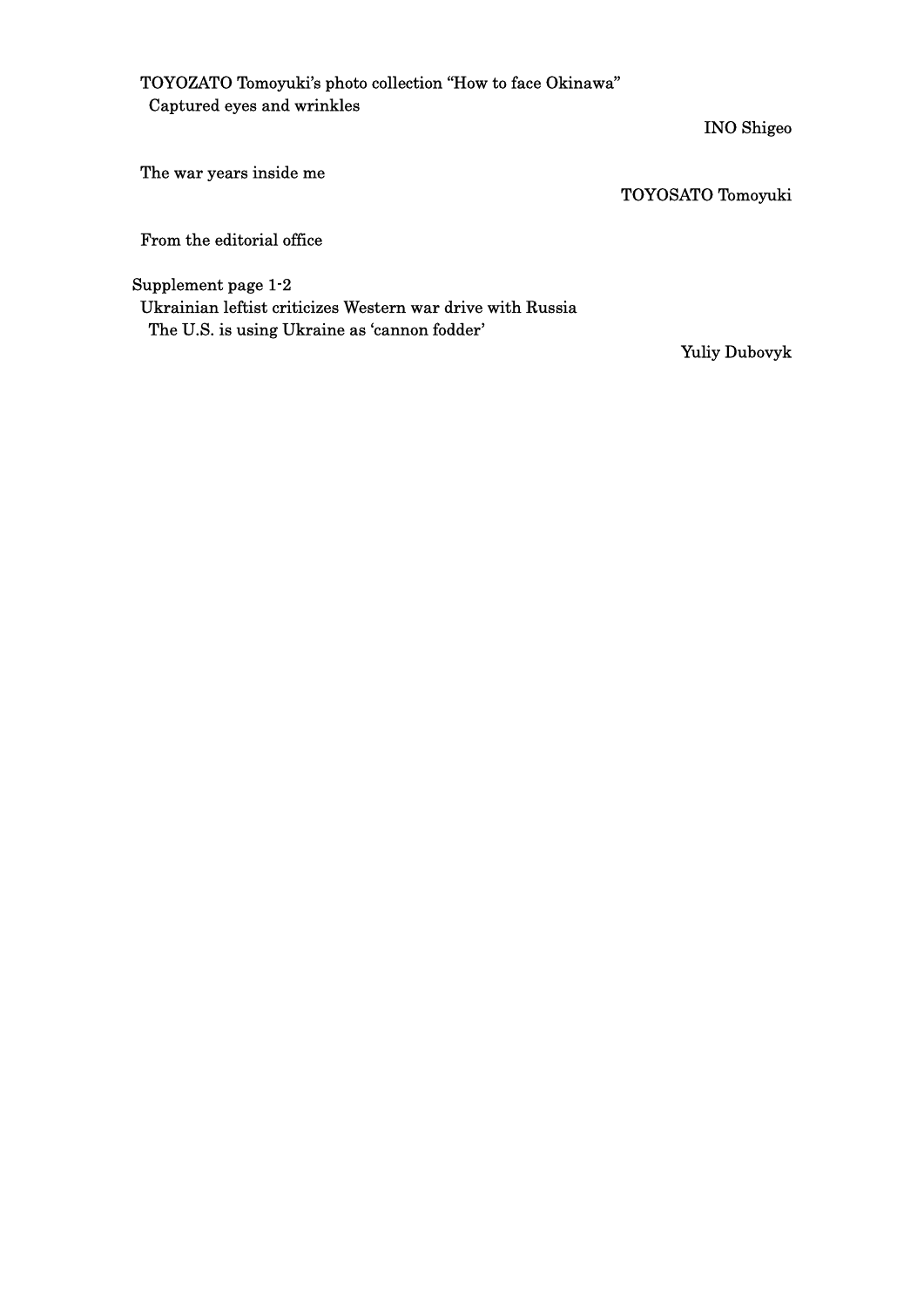TOYOZATO Tomoyuki's photo collection "How to face Okinawa"
Captured eyes and wrinkles

INO Shigeo

The war years inside me

TOYOSATO Tomoyuki

From the editorial office

Supplement page 1-2
Ukrainian leftist criticizes Western war drive with Russia
The U.S. is using Ukraine as 'cannon fodder'

Yuliy Dubovyk